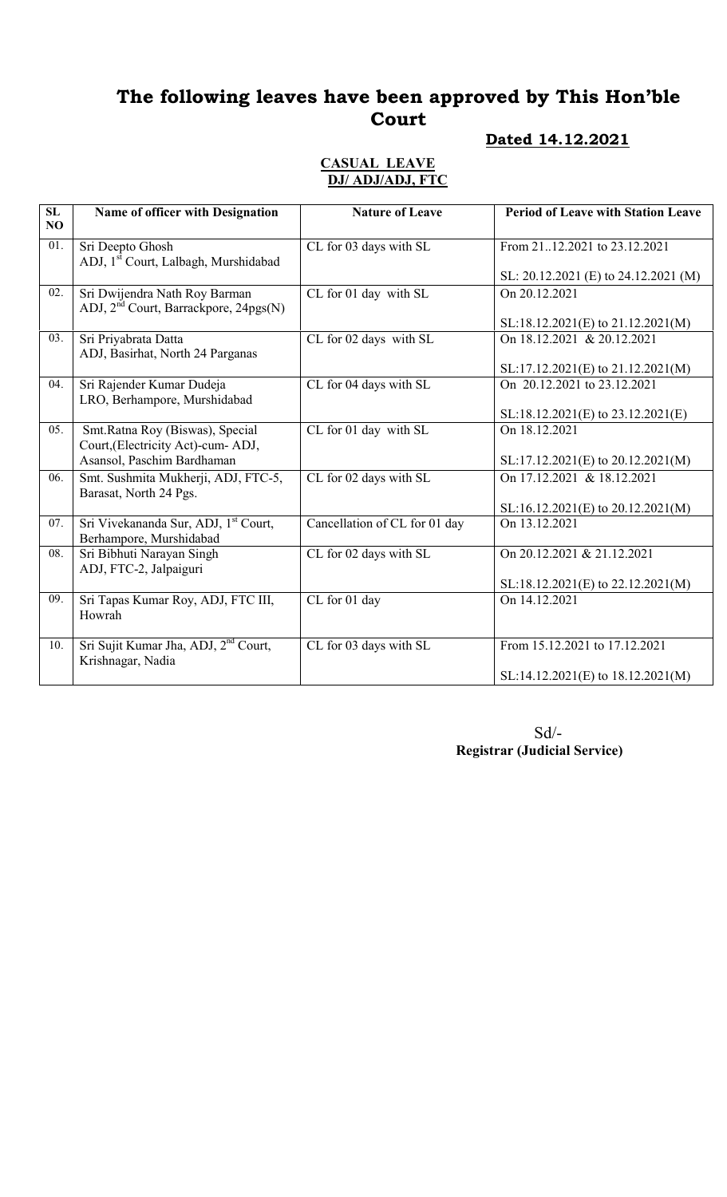# The following leaves have been approved by This Hon'ble Court

**Dated 14.12.2021**

**CASUAL LEAVE**
**DJ/ ADJ/ADJ, FTC**

| SL NO | Name of officer with Designation | Nature of Leave | Period of Leave with Station Leave |
|---|---|---|---|
| 01. | Sri Deepto Ghosh ADJ, 1st Court, Lalbagh, Murshidabad | CL for 03 days with SL | From 21..12.2021 to 23.12.2021 SL: 20.12.2021 (E) to 24.12.2021 (M) |
| 02. | Sri Dwijendra Nath Roy Barman ADJ, 2nd Court, Barrackpore, 24pgs(N) | CL for 01 day with SL | On 20.12.2021 SL:18.12.2021(E) to 21.12.2021(M) |
| 03. | Sri Priyabrata Datta ADJ, Basirhat, North 24 Parganas | CL for 02 days with SL | On 18.12.2021 & 20.12.2021 SL:17.12.2021(E) to 21.12.2021(M) |
| 04. | Sri Rajender Kumar Dudeja LRO, Berhampore, Murshidabad | CL for 04 days with SL | On 20.12.2021 to 23.12.2021 SL:18.12.2021(E) to 23.12.2021(E) |
| 05. | Smt.Ratna Roy (Biswas), Special Court,(Electricity Act)-cum- ADJ, Asansol, Paschim Bardhaman | CL for 01 day with SL | On 18.12.2021 SL:17.12.2021(E) to 20.12.2021(M) |
| 06. | Smt. Sushmita Mukherji, ADJ, FTC-5, Barasat, North 24 Pgs. | CL for 02 days with SL | On 17.12.2021 & 18.12.2021 SL:16.12.2021(E) to 20.12.2021(M) |
| 07. | Sri Vivekananda Sur, ADJ, 1st Court, Berhampore, Murshidabad | Cancellation of CL for 01 day | On 13.12.2021 |
| 08. | Sri Bibhuti Narayan Singh ADJ, FTC-2, Jalpaiguri | CL for 02 days with SL | On 20.12.2021 & 21.12.2021 SL:18.12.2021(E) to 22.12.2021(M) |
| 09. | Sri Tapas Kumar Roy, ADJ, FTC III, Howrah | CL for 01 day | On 14.12.2021 |
| 10. | Sri Sujit Kumar Jha, ADJ, 2nd Court, Krishnagar, Nadia | CL for 03 days with SL | From 15.12.2021 to 17.12.2021 SL:14.12.2021(E) to 18.12.2021(M) |

Sd/-
**Registrar (Judicial Service)**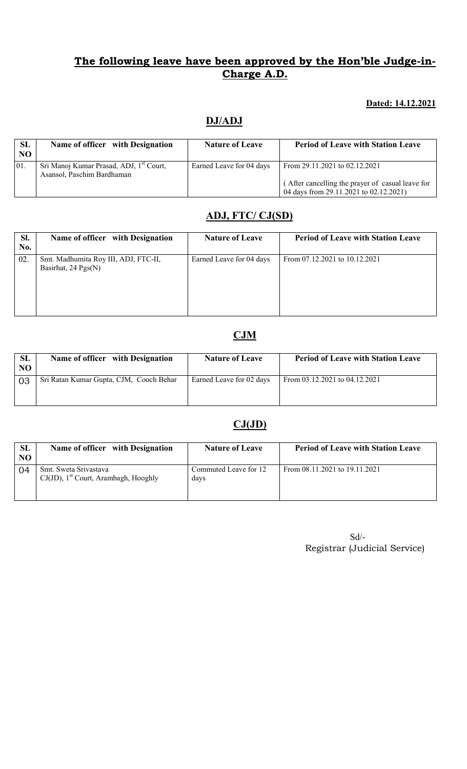## The following leave have been approved by the Hon'ble Judge-in-Charge A.D.

**Dated: 14.12.2021**

### DJ/ADJ

| SL NO | Name of officer with Designation | Nature of Leave | Period of Leave with Station Leave |
|---|---|---|---|
| 01. | Sri Manoj Kumar Prasad, ADJ, 1st Court, Asansol, Paschim Bardhaman | Earned Leave for 04 days | From 29.11.2021 to 02.12.2021<br><br>( After cancelling the prayer of casual leave for 04 days from 29.11.2021 to 02.12.2021) |

### ADJ, FTC/ CJ(SD)

| Sl. No. | Name of officer with Designation | Nature of Leave | Period of Leave with Station Leave |
|---|---|---|---|
| 02. | Smt. Madhumita Roy III, ADJ, FTC-II, Basirhat, 24 Pgs(N) | Earned Leave for 04 days | From 07.12.2021 to 10.12.2021 |

### CJM

| SL NO | Name of officer with Designation | Nature of Leave | Period of Leave with Station Leave |
|---|---|---|---|
| 03 | Sri Ratan Kumar Gupta, CJM, Cooch Behar | Earned Leave for 02 days | From 03.12.2021 to 04.12.2021 |

### CJ(JD)

| SL NO | Name of officer with Designation | Nature of Leave | Period of Leave with Station Leave |
|---|---|---|---|
| 04 | Smt. Sweta Srivastava CJ(JD), 1st Court, Arambagh, Hooghly | Commuted Leave for 12 days | From 08.11.2021 to 19.11.2021 |

Sd/-
Registrar (Judicial Service)